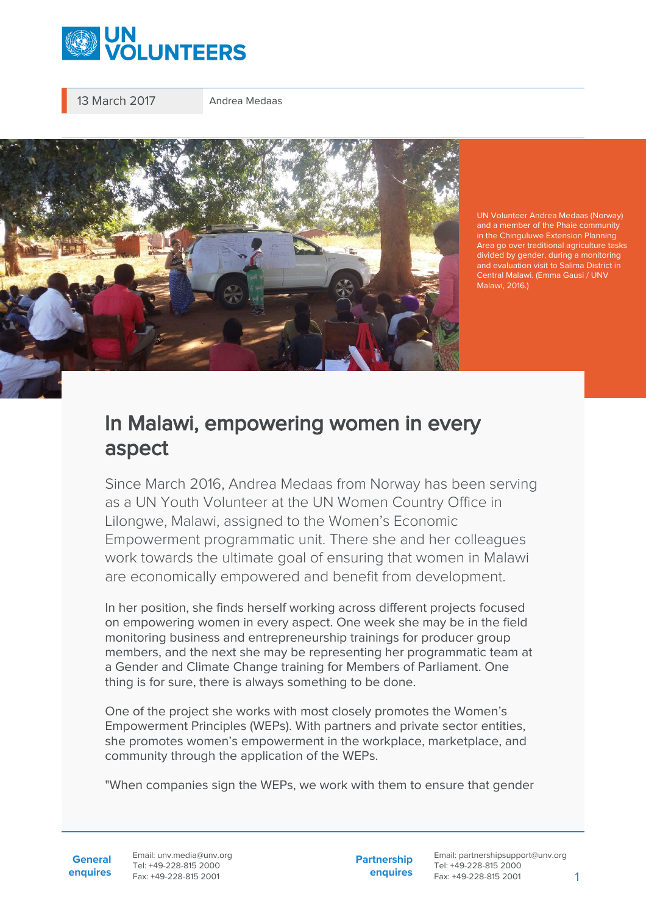13 March 2017

Andrea Medaas

UN Volunteer Andrea Medaas (Norway) and a member of the Phaie community in the Chinguluwe Extension Planning Area go over traditional agriculture tasks divided by gender, during a monitoring and evaluation visit to Salima District in Central Malawi. (Emma Gausi / UNV Malawi, 2016.)

# In Malawi, empowering women in every aspect

Since March 2016, Andrea Medaas from Norway has been serving as a UN Youth Volunteer at the UN Women Country Office in Lilongwe, Malawi, assigned to the Women's Economic Empowerment programmatic unit. There she and her colleagues work towards the ultimate goal of ensuring that women in Malawi are economically empowered and benefit from development.

In her position, she finds herself working across different projects focused on empowering women in every aspect. One week she may be in the field monitoring business and entrepreneurship trainings for producer group members, and the next she may be representing her programmatic team at a Gender and Climate Change training for Members of Parliament. One thing is for sure, there is always something to be done.

One of the project she works with most closely promotes the Women's Empowerment Principles (WEPs). With partners and private sector entities, she promotes women's empowerment in the workplace, marketplace, and community through the application of the WEPs.

"When companies sign the WEPs, we work with them to ensure that gender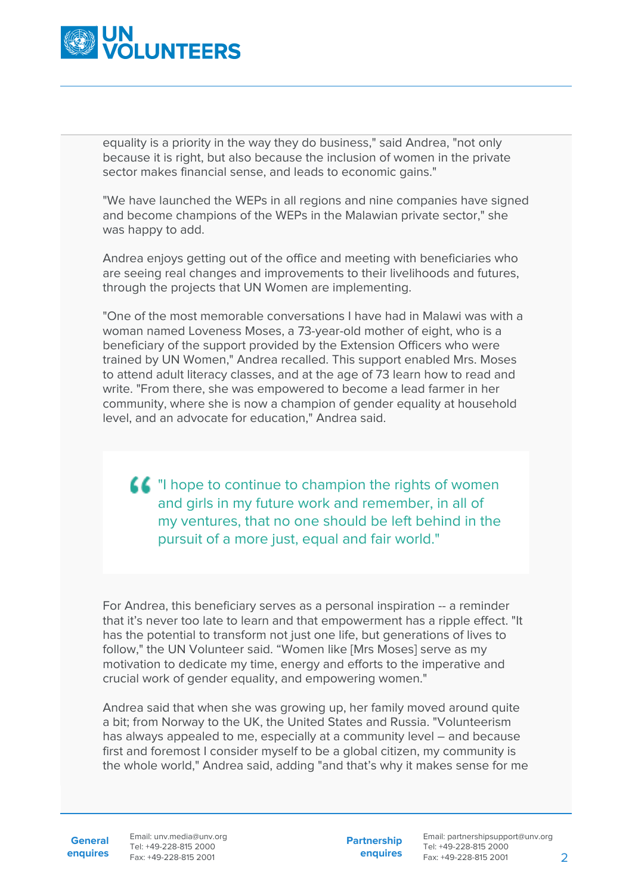equality is a priority in the way they do business," said Andrea, "not only because it is right, but also because the inclusion of women in the private sector makes financial sense, and leads to economic gains."

"We have launched the WEPs in all regions and nine companies have signed and become champions of the WEPs in the Malawian private sector," she was happy to add.

Andrea enjoys getting out of the office and meeting with beneficiaries who are seeing real changes and improvements to their livelihoods and futures, through the projects that UN Women are implementing.

"One of the most memorable conversations I have had in Malawi was with a woman named Loveness Moses, a 73-year-old mother of eight, who is a beneficiary of the support provided by the Extension Officers who were trained by UN Women," Andrea recalled. This support enabled Mrs. Moses to attend adult literacy classes, and at the age of 73 learn how to read and write. "From there, she was empowered to become a lead farmer in her community, where she is now a champion of gender equality at household level, and an advocate for education," Andrea said.

> "I hope to continue to champion the rights of women and girls in my future work and remember, in all of my ventures, that no one should be left behind in the pursuit of a more just, equal and fair world."

For Andrea, this beneficiary serves as a personal inspiration -- a reminder that it's never too late to learn and that empowerment has a ripple effect. "It has the potential to transform not just one life, but generations of lives to follow," the UN Volunteer said. "Women like [Mrs Moses] serve as my motivation to dedicate my time, energy and efforts to the imperative and crucial work of gender equality, and empowering women."

Andrea said that when she was growing up, her family moved around quite a bit; from Norway to the UK, the United States and Russia. "Volunteerism has always appealed to me, especially at a community level – and because first and foremost I consider myself to be a global citizen, my community is the whole world," Andrea said, adding "and that's why it makes sense for me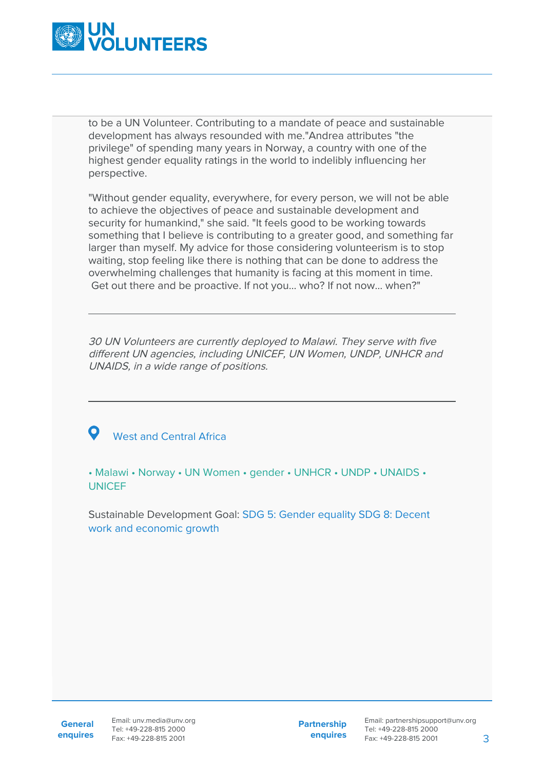to be a UN Volunteer. Contributing to a mandate of peace and sustainable development has always resounded with me."Andrea attributes "the privilege" of spending many years in Norway, a country with one of the highest gender equality ratings in the world to indelibly influencing her perspective.

"Without gender equality, everywhere, for every person, we will not be able to achieve the objectives of peace and sustainable development and security for humankind," she said. "It feels good to be working towards something that I believe is contributing to a greater good, and something far larger than myself. My advice for those considering volunteerism is to stop waiting, stop feeling like there is nothing that can be done to address the overwhelming challenges that humanity is facing at this moment in time. Get out there and be proactive. If not you... who? If not now... when?"

---

*30 UN Volunteers are currently deployed to Malawi. They serve with five different UN agencies, including UNICEF, UN Women, UNDP, UNHCR and UNAIDS, in a wide range of positions.*

---

West and Central Africa

• Malawi • Norway • UN Women • gender • UNHCR • UNDP • UNAIDS • UNICEF

Sustainable Development Goal: SDG 5: Gender equality SDG 8: Decent work and economic growth

**General enquires**
Email: unv.media@unv.org
Tel: +49-228-815 2000
Fax: +49-228-815 2001

**Partnership enquires**
Email: partnershipsupport@unv.org
Tel: +49-228-815 2000
Fax: +49-228-815 2001